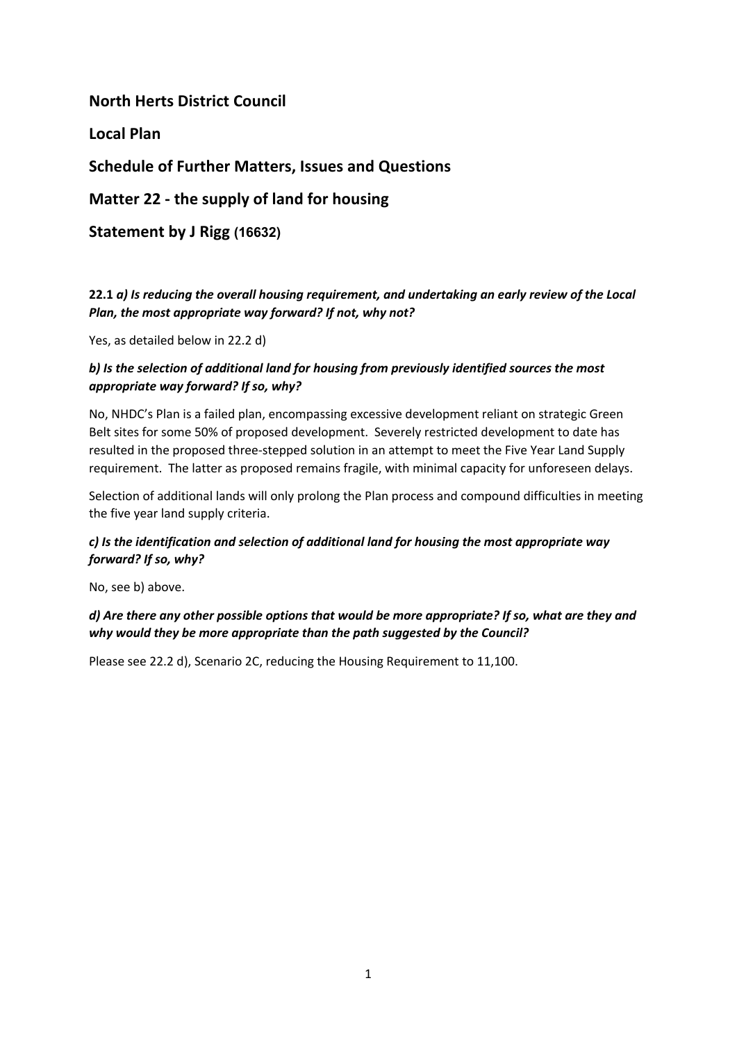**North Herts District Council**

**Local Plan**

**Schedule of Further Matters, Issues and Questions**

**Matter 22 - the supply of land for housing**

**Statement by J Rigg (16632)**

**22.1** ***a) Is reducing the overall housing requirement, and undertaking an early review of the Local Plan, the most appropriate way forward? If not, why not?***

Yes, as detailed below in 22.2 d)

***b) Is the selection of additional land for housing from previously identified sources the most appropriate way forward? If so, why?***

No, NHDC's Plan is a failed plan, encompassing excessive development reliant on strategic Green Belt sites for some 50% of proposed development. Severely restricted development to date has resulted in the proposed three-stepped solution in an attempt to meet the Five Year Land Supply requirement. The latter as proposed remains fragile, with minimal capacity for unforeseen delays.

Selection of additional lands will only prolong the Plan process and compound difficulties in meeting the five year land supply criteria.

***c) Is the identification and selection of additional land for housing the most appropriate way forward? If so, why?***

No, see b) above.

***d) Are there any other possible options that would be more appropriate? If so, what are they and why would they be more appropriate than the path suggested by the Council?***

Please see 22.2 d), Scenario 2C, reducing the Housing Requirement to 11,100.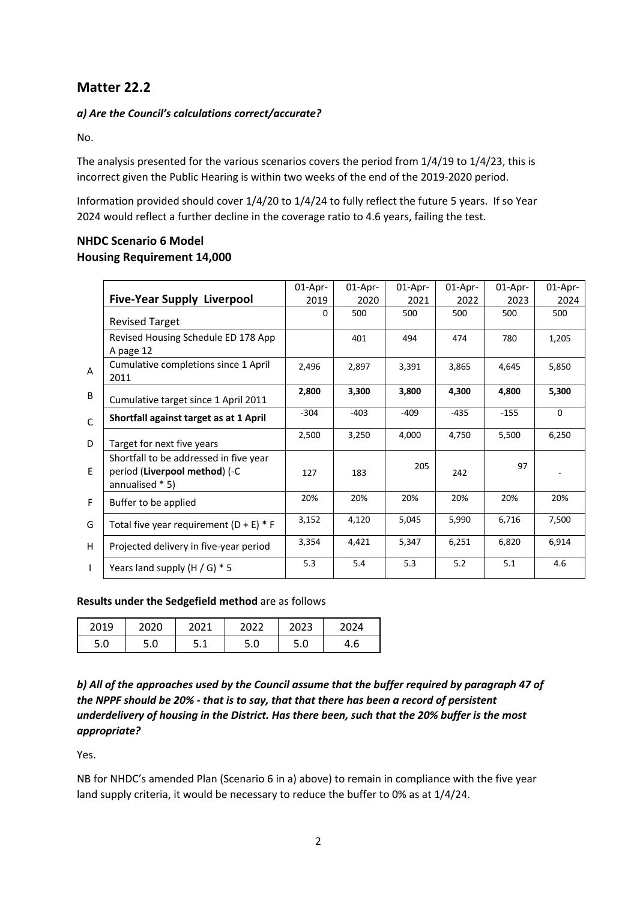## Matter 22.2

### *a) Are the Council's calculations correct/accurate?*

No.

The analysis presented for the various scenarios covers the period from 1/4/19 to 1/4/23, this is incorrect given the Public Hearing is within two weeks of the end of the 2019-2020 period.

Information provided should cover 1/4/20 to 1/4/24 to fully reflect the future 5 years. If so Year 2024 would reflect a further decline in the coverage ratio to 4.6 years, failing the test.

### NHDC Scenario 6 Model
### Housing Requirement 14,000

| | **Five-Year Supply Liverpool** | 01-Apr-2019 | 01-Apr-2020 | 01-Apr-2021 | 01-Apr-2022 | 01-Apr-2023 | 01-Apr-2024 |
|---|---|---|---|---|---|---|---|
| | Revised Target | 0 | 500 | 500 | 500 | 500 | 500 |
| | Revised Housing Schedule ED 178 App A page 12 | | 401 | 494 | 474 | 780 | 1,205 |
| A | Cumulative completions since 1 April 2011 | 2,496 | 2,897 | 3,391 | 3,865 | 4,645 | 5,850 |
| B | Cumulative target since 1 April 2011 | **2,800** | **3,300** | **3,800** | **4,300** | **4,800** | **5,300** |
| C | **Shortfall against target as at 1 April** | -304 | -403 | -409 | -435 | -155 | 0 |
| D | Target for next five years | 2,500 | 3,250 | 4,000 | 4,750 | 5,500 | 6,250 |
| E | Shortfall to be addressed in five year period (**Liverpool method**) (-C annualised * 5) | 127 | 183 | 205 | 242 | 97 | - |
| F | Buffer to be applied | 20% | 20% | 20% | 20% | 20% | 20% |
| G | Total five year requirement (D + E) * F | 3,152 | 4,120 | 5,045 | 5,990 | 6,716 | 7,500 |
| H | Projected delivery in five-year period | 3,354 | 4,421 | 5,347 | 6,251 | 6,820 | 6,914 |
| I | Years land supply (H / G) * 5 | 5.3 | 5.4 | 5.3 | 5.2 | 5.1 | 4.6 |

**Results under the Sedgefield method** are as follows

| 2019 | 2020 | 2021 | 2022 | 2023 | 2024 |
|---|---|---|---|---|---|
| 5.0 | 5.0 | 5.1 | 5.0 | 5.0 | 4.6 |

### *b) All of the approaches used by the Council assume that the buffer required by paragraph 47 of the NPPF should be 20% - that is to say, that that there has been a record of persistent underdelivery of housing in the District. Has there been, such that the 20% buffer is the most appropriate?*

Yes.

NB for NHDC's amended Plan (Scenario 6 in a) above) to remain in compliance with the five year land supply criteria, it would be necessary to reduce the buffer to 0% as at 1/4/24.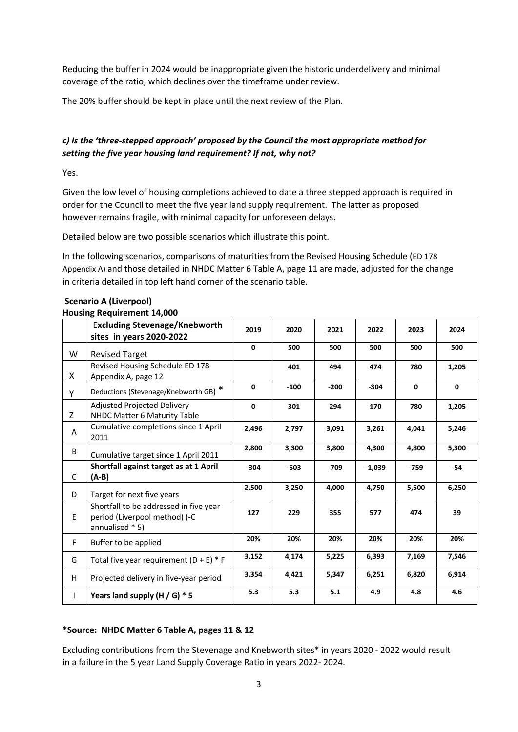Reducing the buffer in 2024 would be inappropriate given the historic underdelivery and minimal coverage of the ratio, which declines over the timeframe under review.

The 20% buffer should be kept in place until the next review of the Plan.

### *c) Is the 'three-stepped approach' proposed by the Council the most appropriate method for setting the five year housing land requirement? If not, why not?*

Yes.

Given the low level of housing completions achieved to date a three stepped approach is required in order for the Council to meet the five year land supply requirement. The latter as proposed however remains fragile, with minimal capacity for unforeseen delays.

Detailed below are two possible scenarios which illustrate this point.

In the following scenarios, comparisons of maturities from the Revised Housing Schedule (ED 178 Appendix A) and those detailed in NHDC Matter 6 Table A, page 11 are made, adjusted for the change in criteria detailed in top left hand corner of the scenario table.

**Scenario A (Liverpool)**
**Housing Requirement 14,000**

| | **Excluding Stevenage/Knebworth sites in years 2020-2022** | 2019 | 2020 | 2021 | 2022 | 2023 | 2024 |
|---|---|---|---|---|---|---|---|
| W | Revised Target | 0 | 500 | 500 | 500 | 500 | 500 |
| X | Revised Housing Schedule ED 178 Appendix A, page 12 | | 401 | 494 | 474 | 780 | 1,205 |
| Y | Deductions (Stevenage/Knebworth GB) * | 0 | -100 | -200 | -304 | 0 | 0 |
| Z | Adjusted Projected Delivery NHDC Matter 6 Maturity Table | 0 | 301 | 294 | 170 | 780 | 1,205 |
| A | Cumulative completions since 1 April 2011 | 2,496 | 2,797 | 3,091 | 3,261 | 4,041 | 5,246 |
| B | Cumulative target since 1 April 2011 | 2,800 | 3,300 | 3,800 | 4,300 | 4,800 | 5,300 |
| C | **Shortfall against target as at 1 April (A-B)** | -304 | -503 | -709 | -1,039 | -759 | -54 |
| D | Target for next five years | 2,500 | 3,250 | 4,000 | 4,750 | 5,500 | 6,250 |
| E | Shortfall to be addressed in five year period (Liverpool method) (-C annualised * 5) | 127 | 229 | 355 | 577 | 474 | 39 |
| F | Buffer to be applied | 20% | 20% | 20% | 20% | 20% | 20% |
| G | Total five year requirement (D + E) * F | 3,152 | 4,174 | 5,225 | 6,393 | 7,169 | 7,546 |
| H | Projected delivery in five-year period | 3,354 | 4,421 | 5,347 | 6,251 | 6,820 | 6,914 |
| I | **Years land supply (H / G) * 5** | 5.3 | 5.3 | 5.1 | 4.9 | 4.8 | 4.6 |

**\*Source: NHDC Matter 6 Table A, pages 11 & 12**

Excluding contributions from the Stevenage and Knebworth sites* in years 2020 - 2022 would result in a failure in the 5 year Land Supply Coverage Ratio in years 2022- 2024.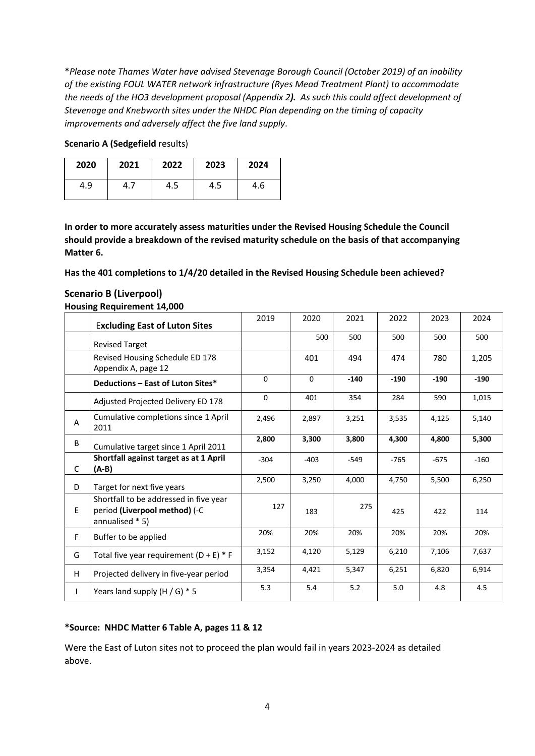**Please note Thames Water have advised Stevenage Borough Council (October 2019) of an inability of the existing FOUL WATER network infrastructure (Ryes Mead Treatment Plant) to accommodate the needs of the HO3 development proposal (Appendix 2)**. As such this could affect development of Stevenage and Knebworth sites under the NHDC Plan depending on the timing of capacity improvements and adversely affect the five land supply.*

**Scenario A (Sedgefield** results)

| 2020 | 2021 | 2022 | 2023 | 2024 |
|---|---|---|---|---|
| 4.9 | 4.7 | 4.5 | 4.5 | 4.6 |

**In order to more accurately assess maturities under the Revised Housing Schedule the Council should provide a breakdown of the revised maturity schedule on the basis of that accompanying Matter 6.**

**Has the 401 completions to 1/4/20 detailed in the Revised Housing Schedule been achieved?**

## Scenario B (Liverpool)

**Housing Requirement 14,000**

| | **Excluding East of Luton Sites** | 2019 | 2020 | 2021 | 2022 | 2023 | 2024 |
|---|---|---|---|---|---|---|---|
| | Revised Target | | 500 | 500 | 500 | 500 | 500 |
| | Revised Housing Schedule ED 178 Appendix A, page 12 | | 401 | 494 | 474 | 780 | 1,205 |
| | **Deductions – East of Luton Sites*** | 0 | 0 | **-140** | **-190** | **-190** | **-190** |
| | Adjusted Projected Delivery ED 178 | 0 | 401 | 354 | 284 | 590 | 1,015 |
| A | Cumulative completions since 1 April 2011 | 2,496 | 2,897 | 3,251 | 3,535 | 4,125 | 5,140 |
| B | Cumulative target since 1 April 2011 | **2,800** | **3,300** | **3,800** | **4,300** | **4,800** | **5,300** |
| C | **Shortfall against target as at 1 April (A-B)** | -304 | -403 | -549 | -765 | -675 | -160 |
| D | Target for next five years | 2,500 | 3,250 | 4,000 | 4,750 | 5,500 | 6,250 |
| E | Shortfall to be addressed in five year period **(Liverpool method)** (-C annualised * 5) | 127 | 183 | 275 | 425 | 422 | 114 |
| F | Buffer to be applied | 20% | 20% | 20% | 20% | 20% | 20% |
| G | Total five year requirement (D + E) * F | 3,152 | 4,120 | 5,129 | 6,210 | 7,106 | 7,637 |
| H | Projected delivery in five-year period | 3,354 | 4,421 | 5,347 | 6,251 | 6,820 | 6,914 |
| I | Years land supply (H / G) * 5 | 5.3 | 5.4 | 5.2 | 5.0 | 4.8 | 4.5 |

**\*Source: NHDC Matter 6 Table A, pages 11 & 12**

Were the East of Luton sites not to proceed the plan would fail in years 2023-2024 as detailed above.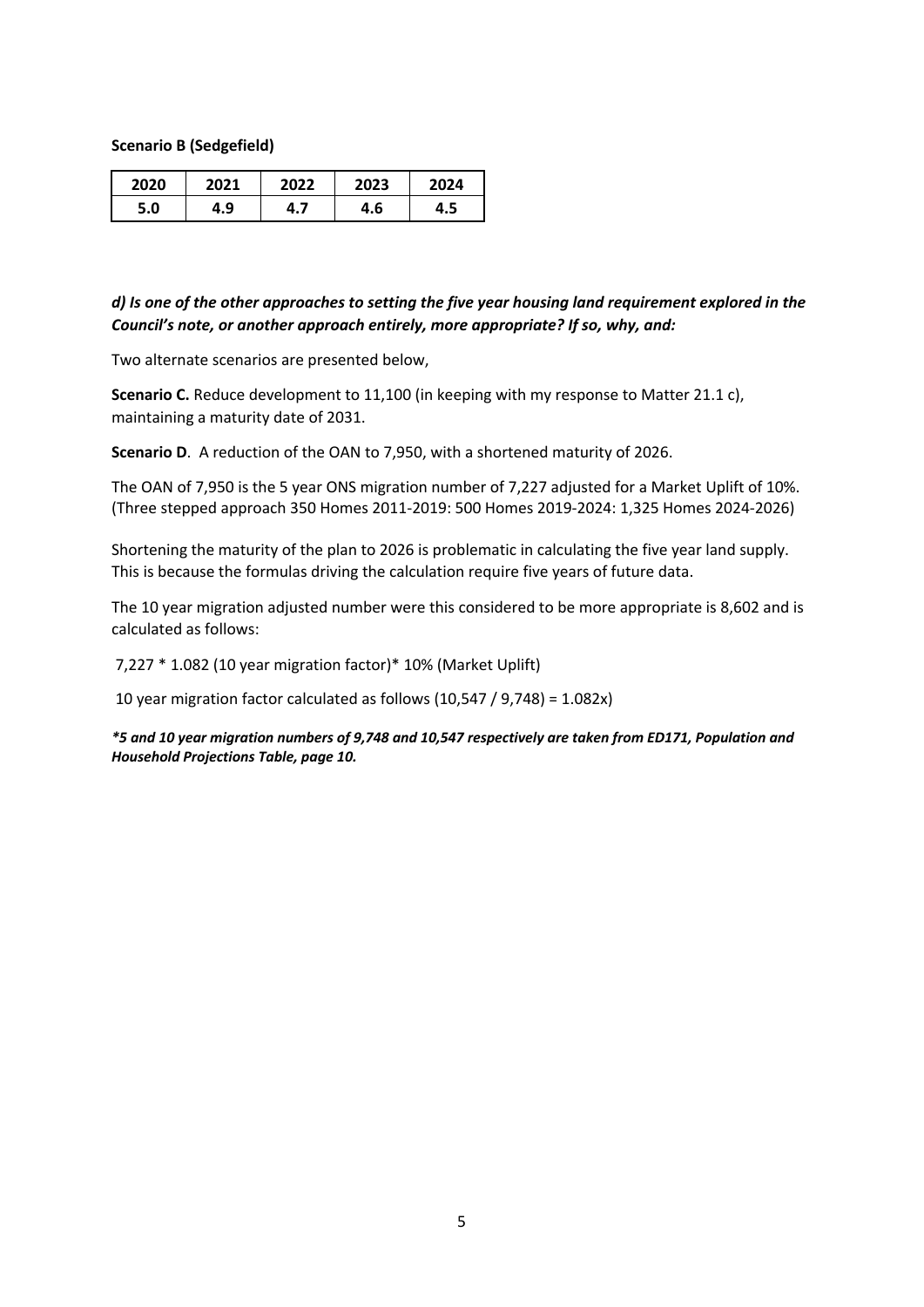**Scenario B (Sedgefield)**

| 2020 | 2021 | 2022 | 2023 | 2024 |
|---|---|---|---|---|
| 5.0 | 4.9 | 4.7 | 4.6 | 4.5 |

***d) Is one of the other approaches to setting the five year housing land requirement explored in the Council's note, or another approach entirely, more appropriate? If so, why, and:***

Two alternate scenarios are presented below,

**Scenario C.** Reduce development to 11,100 (in keeping with my response to Matter 21.1 c), maintaining a maturity date of 2031.

**Scenario D**. A reduction of the OAN to 7,950, with a shortened maturity of 2026.

The OAN of 7,950 is the 5 year ONS migration number of 7,227 adjusted for a Market Uplift of 10%. (Three stepped approach 350 Homes 2011-2019: 500 Homes 2019-2024: 1,325 Homes 2024-2026)

Shortening the maturity of the plan to 2026 is problematic in calculating the five year land supply. This is because the formulas driving the calculation require five years of future data.

The 10 year migration adjusted number were this considered to be more appropriate is 8,602 and is calculated as follows:

7,227 * 1.082 (10 year migration factor)* 10% (Market Uplift)

10 year migration factor calculated as follows (10,547 / 9,748) = 1.082x)

***5 and 10 year migration numbers of 9,748 and 10,547 respectively are taken from ED171, Population and Household Projections Table, page 10.***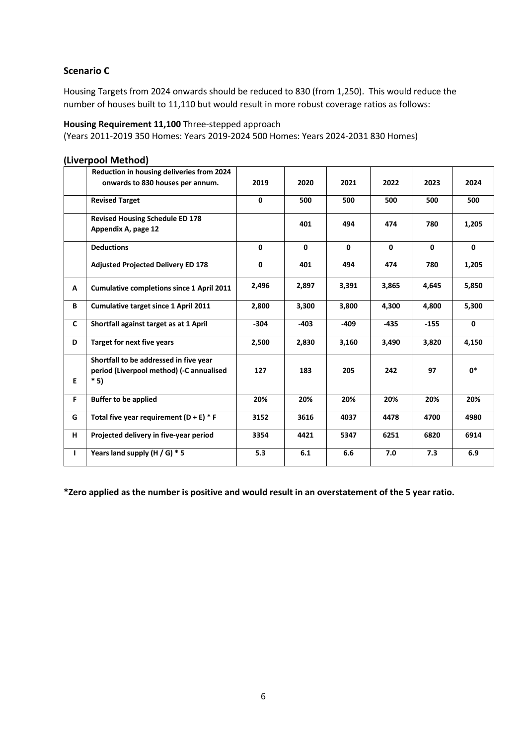## Scenario C

Housing Targets from 2024 onwards should be reduced to 830 (from 1,250). This would reduce the number of houses built to 11,110 but would result in more robust coverage ratios as follows:

**Housing Requirement 11,100** Three-stepped approach
(Years 2011-2019 350 Homes: Years 2019-2024 500 Homes: Years 2024-2031 830 Homes)

### (Liverpool Method)

| | Reduction in housing deliveries from 2024 onwards to 830 houses per annum. | 2019 | 2020 | 2021 | 2022 | 2023 | 2024 |
|---|---|---|---|---|---|---|---|
| | **Revised Target** | **0** | **500** | **500** | **500** | **500** | **500** |
| | **Revised Housing Schedule ED 178 Appendix A, page 12** | | **401** | **494** | **474** | **780** | **1,205** |
| | **Deductions** | **0** | **0** | **0** | **0** | **0** | **0** |
| | **Adjusted Projected Delivery ED 178** | **0** | **401** | **494** | **474** | **780** | **1,205** |
| **A** | **Cumulative completions since 1 April 2011** | **2,496** | **2,897** | **3,391** | **3,865** | **4,645** | **5,850** |
| **B** | **Cumulative target since 1 April 2011** | **2,800** | **3,300** | **3,800** | **4,300** | **4,800** | **5,300** |
| **C** | **Shortfall against target as at 1 April** | **-304** | **-403** | **-409** | **-435** | **-155** | **0** |
| **D** | **Target for next five years** | **2,500** | **2,830** | **3,160** | **3,490** | **3,820** | **4,150** |
| **E** | **Shortfall to be addressed in five year period (Liverpool method) (-C annualised * 5)** | **127** | **183** | **205** | **242** | **97** | **0*** |
| **F** | **Buffer to be applied** | **20%** | **20%** | **20%** | **20%** | **20%** | **20%** |
| **G** | **Total five year requirement (D + E) * F** | **3152** | **3616** | **4037** | **4478** | **4700** | **4980** |
| **H** | **Projected delivery in five-year period** | **3354** | **4421** | **5347** | **6251** | **6820** | **6914** |
| **I** | **Years land supply (H / G) * 5** | **5.3** | **6.1** | **6.6** | **7.0** | **7.3** | **6.9** |

***Zero applied as the number is positive and would result in an overstatement of the 5 year ratio.**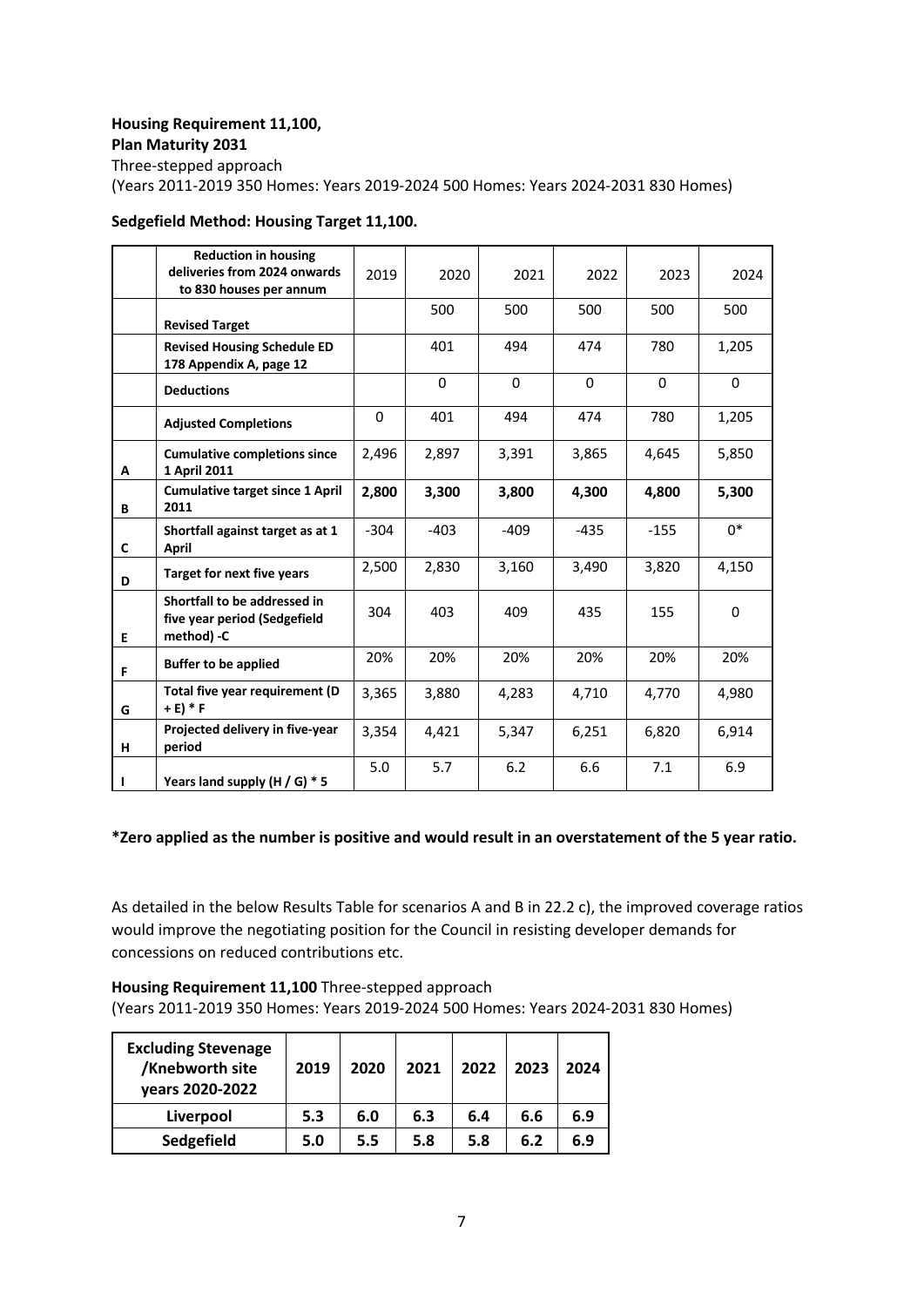**Housing Requirement 11,100,**
**Plan Maturity 2031**
Three-stepped approach
(Years 2011-2019 350 Homes: Years 2019-2024 500 Homes: Years 2024-2031 830 Homes)

**Sedgefield Method: Housing Target 11,100.**

| | **Reduction in housing deliveries from 2024 onwards to 830 houses per annum** | 2019 | 2020 | 2021 | 2022 | 2023 | 2024 |
|---|---|---|---|---|---|---|---|
| | **Revised Target** | | 500 | 500 | 500 | 500 | 500 |
| | **Revised Housing Schedule ED 178 Appendix A, page 12** | | 401 | 494 | 474 | 780 | 1,205 |
| | **Deductions** | | 0 | 0 | 0 | 0 | 0 |
| | **Adjusted Completions** | 0 | 401 | 494 | 474 | 780 | 1,205 |
| **A** | **Cumulative completions since 1 April 2011** | 2,496 | 2,897 | 3,391 | 3,865 | 4,645 | 5,850 |
| **B** | **Cumulative target since 1 April 2011** | **2,800** | **3,300** | **3,800** | **4,300** | **4,800** | **5,300** |
| **C** | **Shortfall against target as at 1 April** | -304 | -403 | -409 | -435 | -155 | 0* |
| **D** | **Target for next five years** | 2,500 | 2,830 | 3,160 | 3,490 | 3,820 | 4,150 |
| **E** | **Shortfall to be addressed in five year period (Sedgefield method) -C** | 304 | 403 | 409 | 435 | 155 | 0 |
| **F** | **Buffer to be applied** | 20% | 20% | 20% | 20% | 20% | 20% |
| **G** | **Total five year requirement (D + E) * F** | 3,365 | 3,880 | 4,283 | 4,710 | 4,770 | 4,980 |
| **H** | **Projected delivery in five-year period** | 3,354 | 4,421 | 5,347 | 6,251 | 6,820 | 6,914 |
| **I** | **Years land supply (H / G) * 5** | 5.0 | 5.7 | 6.2 | 6.6 | 7.1 | 6.9 |

**\*Zero applied as the number is positive and would result in an overstatement of the 5 year ratio.**

As detailed in the below Results Table for scenarios A and B in 22.2 c), the improved coverage ratios would improve the negotiating position for the Council in resisting developer demands for concessions on reduced contributions etc.

**Housing Requirement 11,100** Three-stepped approach
(Years 2011-2019 350 Homes: Years 2019-2024 500 Homes: Years 2024-2031 830 Homes)

| **Excluding Stevenage /Knebworth site years 2020-2022** | **2019** | **2020** | **2021** | **2022** | **2023** | **2024** |
|---|---|---|---|---|---|---|
| **Liverpool** | **5.3** | **6.0** | **6.3** | **6.4** | **6.6** | **6.9** |
| **Sedgefield** | **5.0** | **5.5** | **5.8** | **5.8** | **6.2** | **6.9** |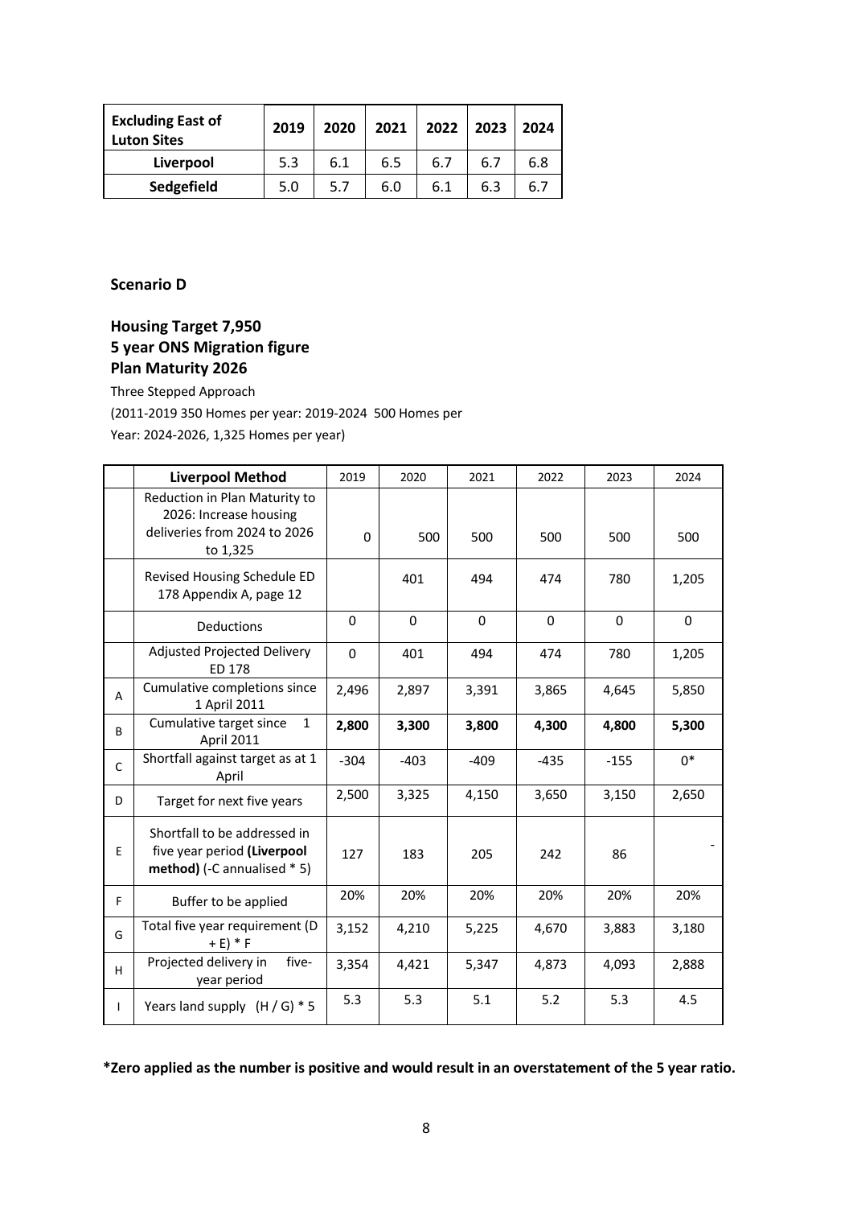| Excluding East of Luton Sites | 2019 | 2020 | 2021 | 2022 | 2023 | 2024 |
|---|---|---|---|---|---|---|
| **Liverpool** | 5.3 | 6.1 | 6.5 | 6.7 | 6.7 | 6.8 |
| **Sedgefield** | 5.0 | 5.7 | 6.0 | 6.1 | 6.3 | 6.7 |

## Scenario D

### Housing Target 7,950
### 5 year ONS Migration figure
### Plan Maturity 2026

Three Stepped Approach

(2011-2019 350 Homes per year: 2019-2024 500 Homes per Year: 2024-2026, 1,325 Homes per year)

| | Liverpool Method | 2019 | 2020 | 2021 | 2022 | 2023 | 2024 |
|---|---|---|---|---|---|---|---|
| | Reduction in Plan Maturity to 2026: Increase housing deliveries from 2024 to 2026 to 1,325 | 0 | 500 | 500 | 500 | 500 | 500 |
| | Revised Housing Schedule ED 178 Appendix A, page 12 | | 401 | 494 | 474 | 780 | 1,205 |
| | Deductions | 0 | 0 | 0 | 0 | 0 | 0 |
| | Adjusted Projected Delivery ED 178 | 0 | 401 | 494 | 474 | 780 | 1,205 |
| A | Cumulative completions since 1 April 2011 | 2,496 | 2,897 | 3,391 | 3,865 | 4,645 | 5,850 |
| B | Cumulative target since 1 April 2011 | **2,800** | **3,300** | **3,800** | **4,300** | **4,800** | **5,300** |
| C | Shortfall against target as at 1 April | -304 | -403 | -409 | -435 | -155 | 0* |
| D | Target for next five years | 2,500 | 3,325 | 4,150 | 3,650 | 3,150 | 2,650 |
| E | Shortfall to be addressed in five year period **(Liverpool method)** (-C annualised * 5) | 127 | 183 | 205 | 242 | 86 | - |
| F | Buffer to be applied | 20% | 20% | 20% | 20% | 20% | 20% |
| G | Total five year requirement (D + E) * F | 3,152 | 4,210 | 5,225 | 4,670 | 3,883 | 3,180 |
| H | Projected delivery in five-year period | 3,354 | 4,421 | 5,347 | 4,873 | 4,093 | 2,888 |
| I | Years land supply (H / G) * 5 | 5.3 | 5.3 | 5.1 | 5.2 | 5.3 | 4.5 |

***Zero applied as the number is positive and would result in an overstatement of the 5 year ratio.**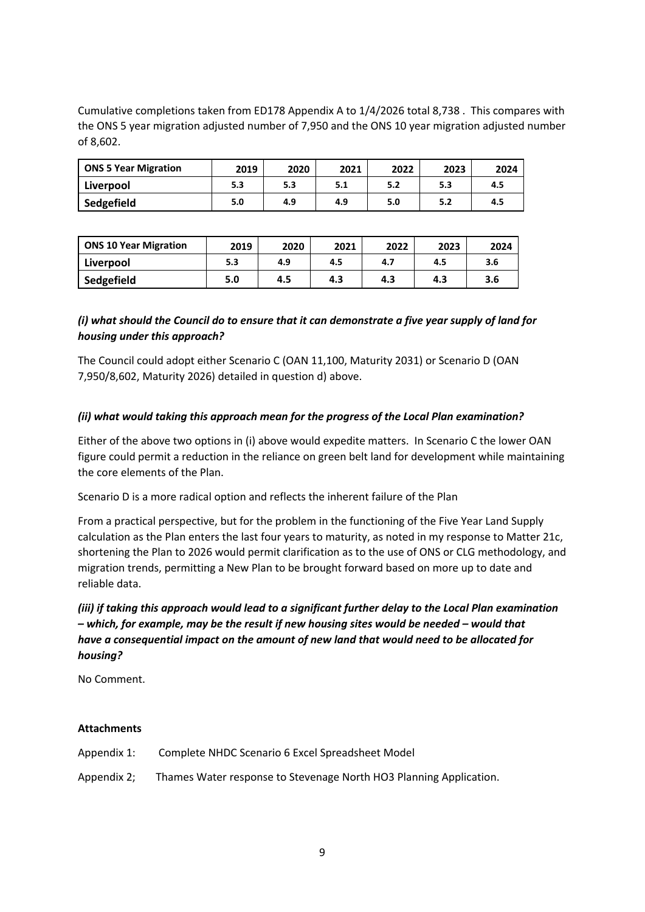Cumulative completions taken from ED178 Appendix A to 1/4/2026 total 8,738 . This compares with the ONS 5 year migration adjusted number of 7,950 and the ONS 10 year migration adjusted number of 8,602.

| ONS 5 Year Migration | 2019 | 2020 | 2021 | 2022 | 2023 | 2024 |
|---|---|---|---|---|---|---|
| Liverpool | 5.3 | 5.3 | 5.1 | 5.2 | 5.3 | 4.5 |
| Sedgefield | 5.0 | 4.9 | 4.9 | 5.0 | 5.2 | 4.5 |

| ONS 10 Year Migration | 2019 | 2020 | 2021 | 2022 | 2023 | 2024 |
|---|---|---|---|---|---|---|
| Liverpool | 5.3 | 4.9 | 4.5 | 4.7 | 4.5 | 3.6 |
| Sedgefield | 5.0 | 4.5 | 4.3 | 4.3 | 4.3 | 3.6 |

***(i) what should the Council do to ensure that it can demonstrate a five year supply of land for housing under this approach?***

The Council could adopt either Scenario C (OAN 11,100, Maturity 2031) or Scenario D (OAN 7,950/8,602, Maturity 2026) detailed in question d) above.

***(ii) what would taking this approach mean for the progress of the Local Plan examination?***

Either of the above two options in (i) above would expedite matters. In Scenario C the lower OAN figure could permit a reduction in the reliance on green belt land for development while maintaining the core elements of the Plan.

Scenario D is a more radical option and reflects the inherent failure of the Plan

From a practical perspective, but for the problem in the functioning of the Five Year Land Supply calculation as the Plan enters the last four years to maturity, as noted in my response to Matter 21c, shortening the Plan to 2026 would permit clarification as to the use of ONS or CLG methodology, and migration trends, permitting a New Plan to be brought forward based on more up to date and reliable data.

***(iii) if taking this approach would lead to a significant further delay to the Local Plan examination – which, for example, may be the result if new housing sites would be needed – would that have a consequential impact on the amount of new land that would need to be allocated for housing?***

No Comment.

**Attachments**

Appendix 1: Complete NHDC Scenario 6 Excel Spreadsheet Model

Appendix 2; Thames Water response to Stevenage North HO3 Planning Application.